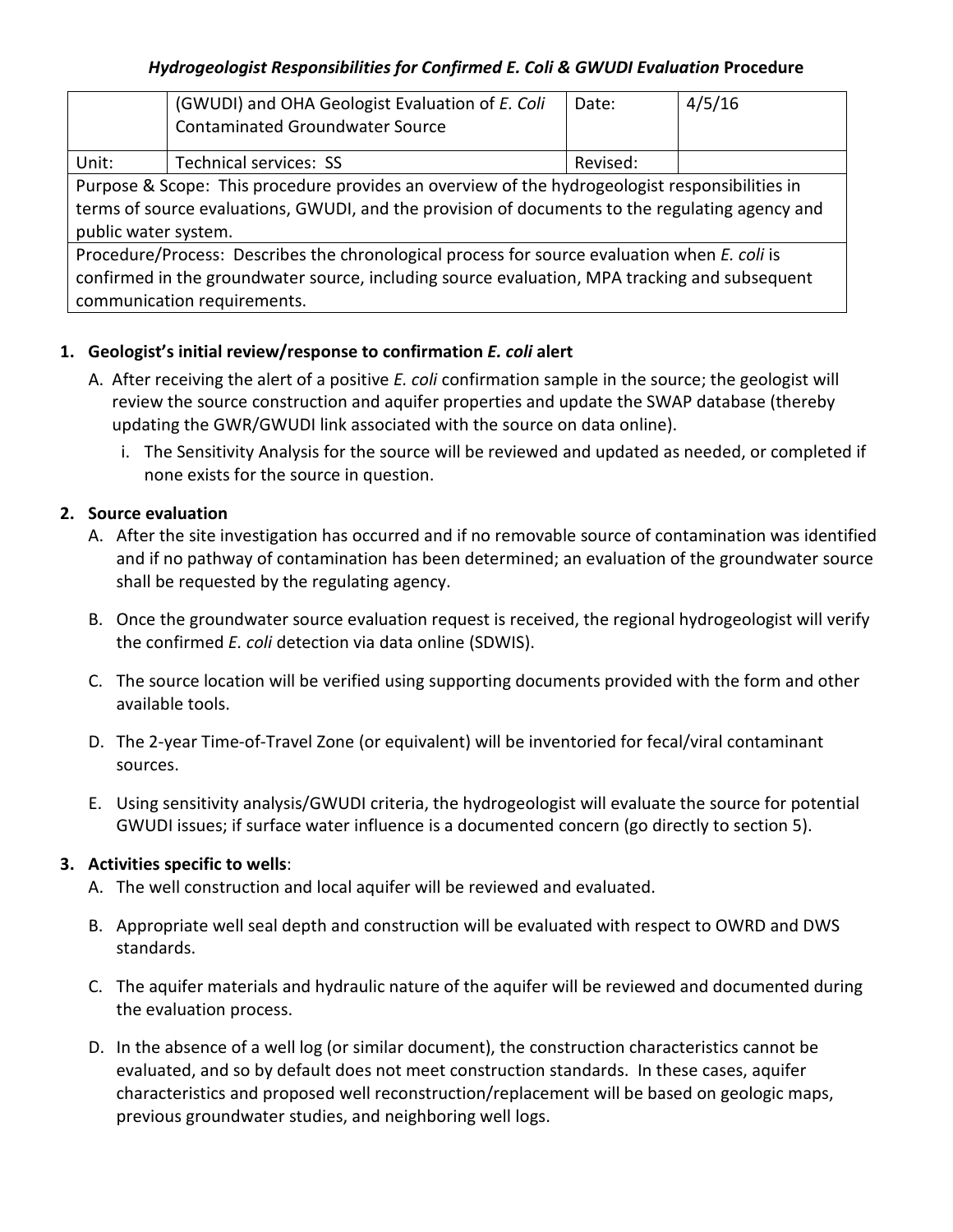# *Hydrogeologist Responsibilities for Confirmed E. Coli & GWUDI Evaluation* Procedure

| | (GWUDI) and OHA Geologist Evaluation of *E. Coli* Contaminated Groundwater Source | Date: | 4/5/16 |
|---|---|---|---|
| Unit: | Technical services: SS | Revised: | |
| Purpose & Scope: This procedure provides an overview of the hydrogeologist responsibilities in terms of source evaluations, GWUDI, and the provision of documents to the regulating agency and public water system. | | | |
| Procedure/Process: Describes the chronological process for source evaluation when *E. coli* is confirmed in the groundwater source, including source evaluation, MPA tracking and subsequent communication requirements. | | | |

1. **Geologist's initial review/response to confirmation *E. coli* alert**
   - A. After receiving the alert of a positive *E. coli* confirmation sample in the source; the geologist will review the source construction and aquifer properties and update the SWAP database (thereby updating the GWR/GWUDI link associated with the source on data online).
     - i. The Sensitivity Analysis for the source will be reviewed and updated as needed, or completed if none exists for the source in question.

2. **Source evaluation**
   - A. After the site investigation has occurred and if no removable source of contamination was identified and if no pathway of contamination has been determined; an evaluation of the groundwater source shall be requested by the regulating agency.
   - B. Once the groundwater source evaluation request is received, the regional hydrogeologist will verify the confirmed *E. coli* detection via data online (SDWIS).
   - C. The source location will be verified using supporting documents provided with the form and other available tools.
   - D. The 2-year Time-of-Travel Zone (or equivalent) will be inventoried for fecal/viral contaminant sources.
   - E. Using sensitivity analysis/GWUDI criteria, the hydrogeologist will evaluate the source for potential GWUDI issues; if surface water influence is a documented concern (go directly to section 5).

3. **Activities specific to wells**:
   - A. The well construction and local aquifer will be reviewed and evaluated.
   - B. Appropriate well seal depth and construction will be evaluated with respect to OWRD and DWS standards.
   - C. The aquifer materials and hydraulic nature of the aquifer will be reviewed and documented during the evaluation process.
   - D. In the absence of a well log (or similar document), the construction characteristics cannot be evaluated, and so by default does not meet construction standards. In these cases, aquifer characteristics and proposed well reconstruction/replacement will be based on geologic maps, previous groundwater studies, and neighboring well logs.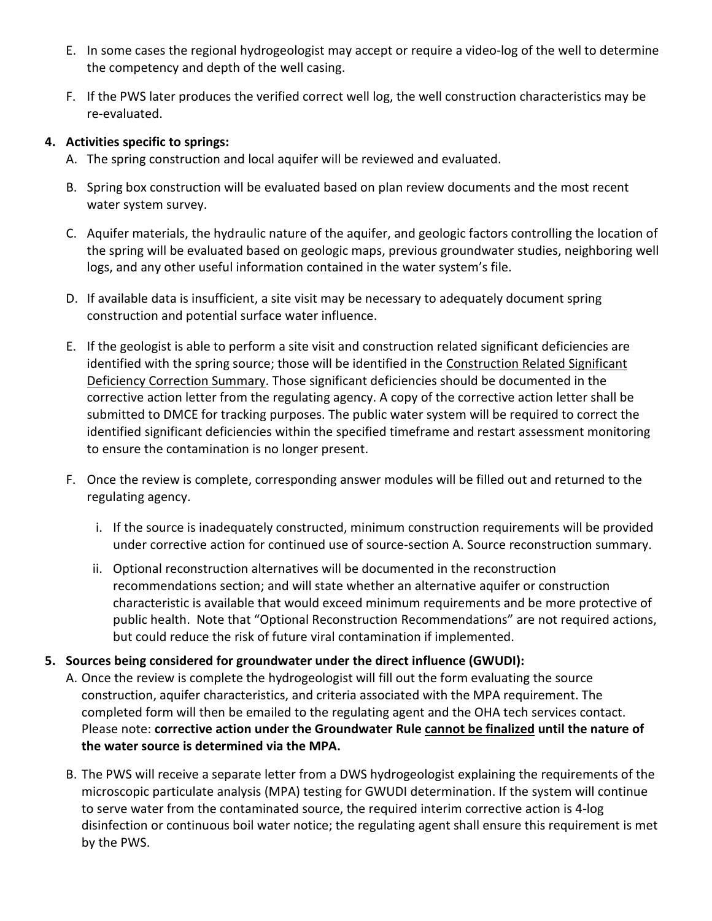E. In some cases the regional hydrogeologist may accept or require a video-log of the well to determine the competency and depth of the well casing.

F. If the PWS later produces the verified correct well log, the well construction characteristics may be re-evaluated.

**4. Activities specific to springs:**

A. The spring construction and local aquifer will be reviewed and evaluated.

B. Spring box construction will be evaluated based on plan review documents and the most recent water system survey.

C. Aquifer materials, the hydraulic nature of the aquifer, and geologic factors controlling the location of the spring will be evaluated based on geologic maps, previous groundwater studies, neighboring well logs, and any other useful information contained in the water system's file.

D. If available data is insufficient, a site visit may be necessary to adequately document spring construction and potential surface water influence.

E. If the geologist is able to perform a site visit and construction related significant deficiencies are identified with the spring source; those will be identified in the Construction Related Significant Deficiency Correction Summary. Those significant deficiencies should be documented in the corrective action letter from the regulating agency. A copy of the corrective action letter shall be submitted to DMCE for tracking purposes. The public water system will be required to correct the identified significant deficiencies within the specified timeframe and restart assessment monitoring to ensure the contamination is no longer present.

F. Once the review is complete, corresponding answer modules will be filled out and returned to the regulating agency.

   i. If the source is inadequately constructed, minimum construction requirements will be provided under corrective action for continued use of source-section A. Source reconstruction summary.

   ii. Optional reconstruction alternatives will be documented in the reconstruction recommendations section; and will state whether an alternative aquifer or construction characteristic is available that would exceed minimum requirements and be more protective of public health. Note that "Optional Reconstruction Recommendations" are not required actions, but could reduce the risk of future viral contamination if implemented.

**5. Sources being considered for groundwater under the direct influence (GWUDI):**

A. Once the review is complete the hydrogeologist will fill out the form evaluating the source construction, aquifer characteristics, and criteria associated with the MPA requirement. The completed form will then be emailed to the regulating agent and the OHA tech services contact. Please note: **corrective action under the Groundwater Rule cannot be finalized until the nature of the water source is determined via the MPA.**

B. The PWS will receive a separate letter from a DWS hydrogeologist explaining the requirements of the microscopic particulate analysis (MPA) testing for GWUDI determination. If the system will continue to serve water from the contaminated source, the required interim corrective action is 4-log disinfection or continuous boil water notice; the regulating agent shall ensure this requirement is met by the PWS.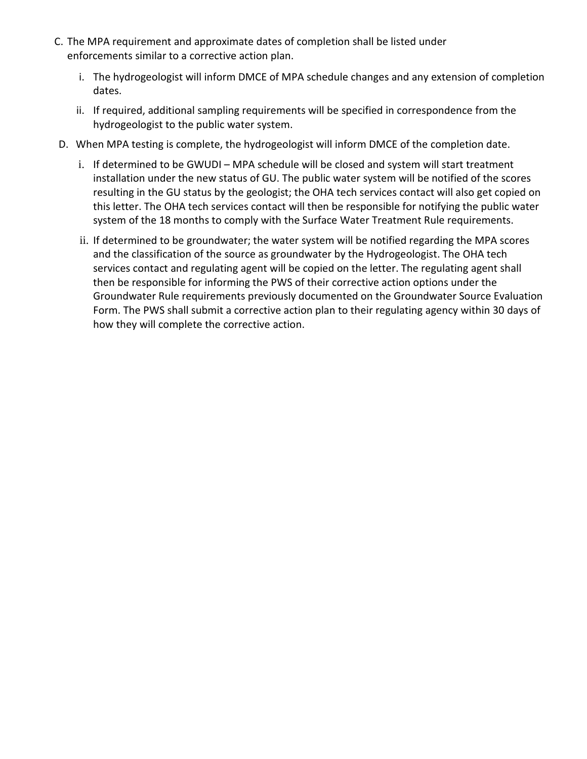C. The MPA requirement and approximate dates of completion shall be listed under enforcements similar to a corrective action plan.

   i. The hydrogeologist will inform DMCE of MPA schedule changes and any extension of completion dates.

   ii. If required, additional sampling requirements will be specified in correspondence from the hydrogeologist to the public water system.

D. When MPA testing is complete, the hydrogeologist will inform DMCE of the completion date.

   i. If determined to be GWUDI – MPA schedule will be closed and system will start treatment installation under the new status of GU. The public water system will be notified of the scores resulting in the GU status by the geologist; the OHA tech services contact will also get copied on this letter. The OHA tech services contact will then be responsible for notifying the public water system of the 18 months to comply with the Surface Water Treatment Rule requirements.

   ii. If determined to be groundwater; the water system will be notified regarding the MPA scores and the classification of the source as groundwater by the Hydrogeologist. The OHA tech services contact and regulating agent will be copied on the letter. The regulating agent shall then be responsible for informing the PWS of their corrective action options under the Groundwater Rule requirements previously documented on the Groundwater Source Evaluation Form. The PWS shall submit a corrective action plan to their regulating agency within 30 days of how they will complete the corrective action.